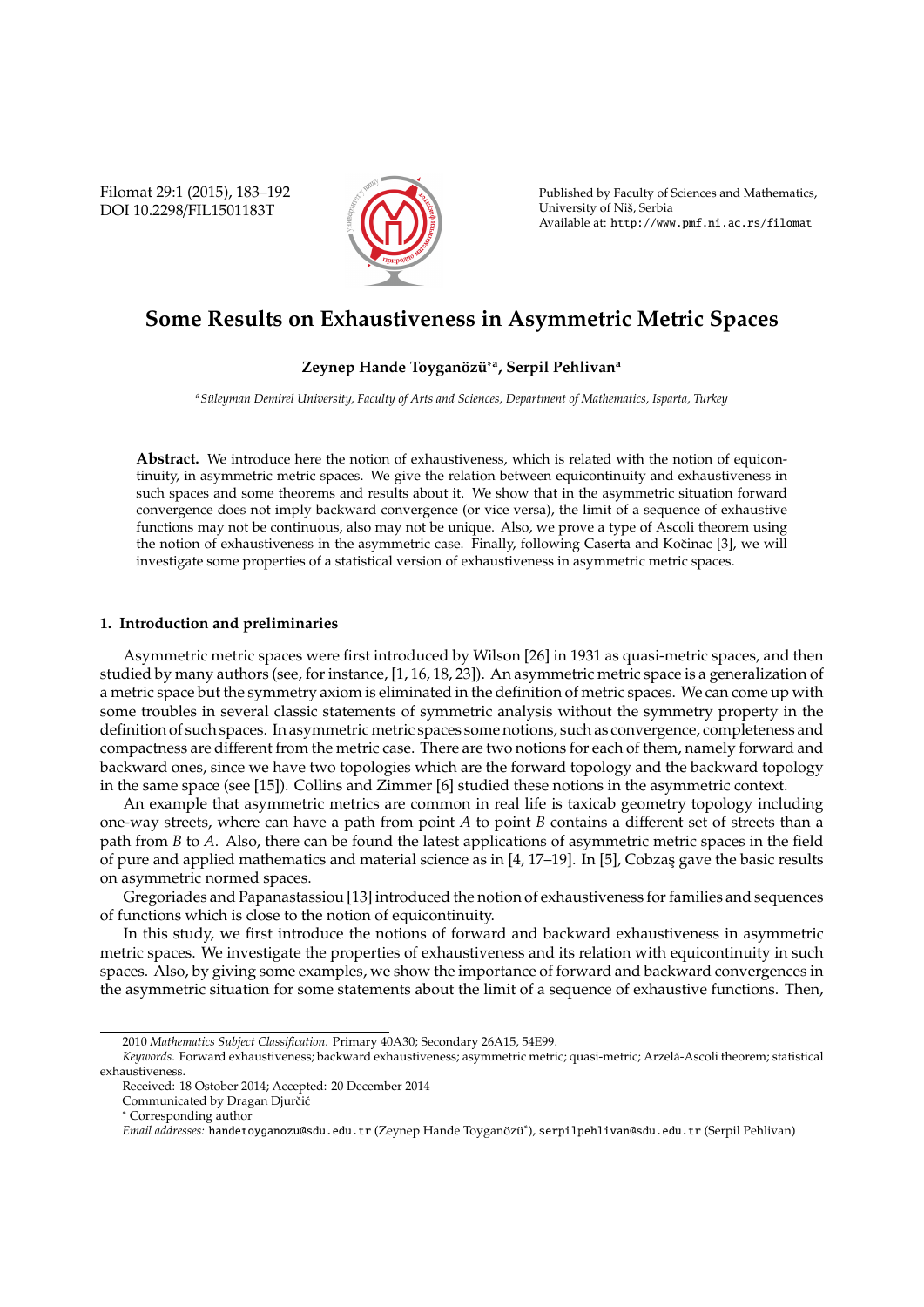# Some Results on Exhaustiveness in Asymmetric Metric Spaces

**Zeynep Hande Toyganözü*[a], Serpil Pehlivan[a]**

[a]*Süleyman Demirel University, Faculty of Arts and Sciences, Department of Mathematics, Isparta, Turkey*

**Abstract.** We introduce here the notion of exhaustiveness, which is related with the notion of equicontinuity, in asymmetric metric spaces. We give the relation between equicontinuity and exhaustiveness in such spaces and some theorems and results about it. We show that in the asymmetric situation forward convergence does not imply backward convergence (or vice versa), the limit of a sequence of exhaustive functions may not be continuous, also may not be unique. Also, we prove a type of Ascoli theorem using the notion of exhaustiveness in the asymmetric case. Finally, following Caserta and Kočinac [3], we will investigate some properties of a statistical version of exhaustiveness in asymmetric metric spaces.

## 1. Introduction and preliminaries

Asymmetric metric spaces were first introduced by Wilson [26] in 1931 as quasi-metric spaces, and then studied by many authors (see, for instance, [1, 16, 18, 23]). An asymmetric metric space is a generalization of a metric space but the symmetry axiom is eliminated in the definition of metric spaces. We can come up with some troubles in several classic statements of symmetric analysis without the symmetry property in the definition of such spaces. In asymmetric metric spaces some notions, such as convergence, completeness and compactness are different from the metric case. There are two notions for each of them, namely forward and backward ones, since we have two topologies which are the forward topology and the backward topology in the same space (see [15]). Collins and Zimmer [6] studied these notions in the asymmetric context.

An example that asymmetric metrics are common in real life is taxicab geometry topology including one-way streets, where can have a path from point $A$ to point $B$ contains a different set of streets than a path from $B$ to $A$. Also, there can be found the latest applications of asymmetric metric spaces in the field of pure and applied mathematics and material science as in [4, 17–19]. In [5], Cobzaş gave the basic results on asymmetric normed spaces.

Gregoriades and Papanastassiou [13] introduced the notion of exhaustiveness for families and sequences of functions which is close to the notion of equicontinuity.

In this study, we first introduce the notions of forward and backward exhaustiveness in asymmetric metric spaces. We investigate the properties of exhaustiveness and its relation with equicontinuity in such spaces. Also, by giving some examples, we show the importance of forward and backward convergences in the asymmetric situation for some statements about the limit of a sequence of exhaustive functions. Then,

---

2010 *Mathematics Subject Classification*. Primary 40A30; Secondary 26A15, 54E99.

*Keywords*. Forward exhaustiveness; backward exhaustiveness; asymmetric metric; quasi-metric; Arzelá-Ascoli theorem; statistical exhaustiveness.

Received: 18 Ostober 2014; Accepted: 20 December 2014

Communicated by Dragan Djurčić

* Corresponding author

*Email addresses:* handetoyganozu@sdu.edu.tr (Zeynep Hande Toyganözü*), serpilpehlivan@sdu.edu.tr (Serpil Pehlivan)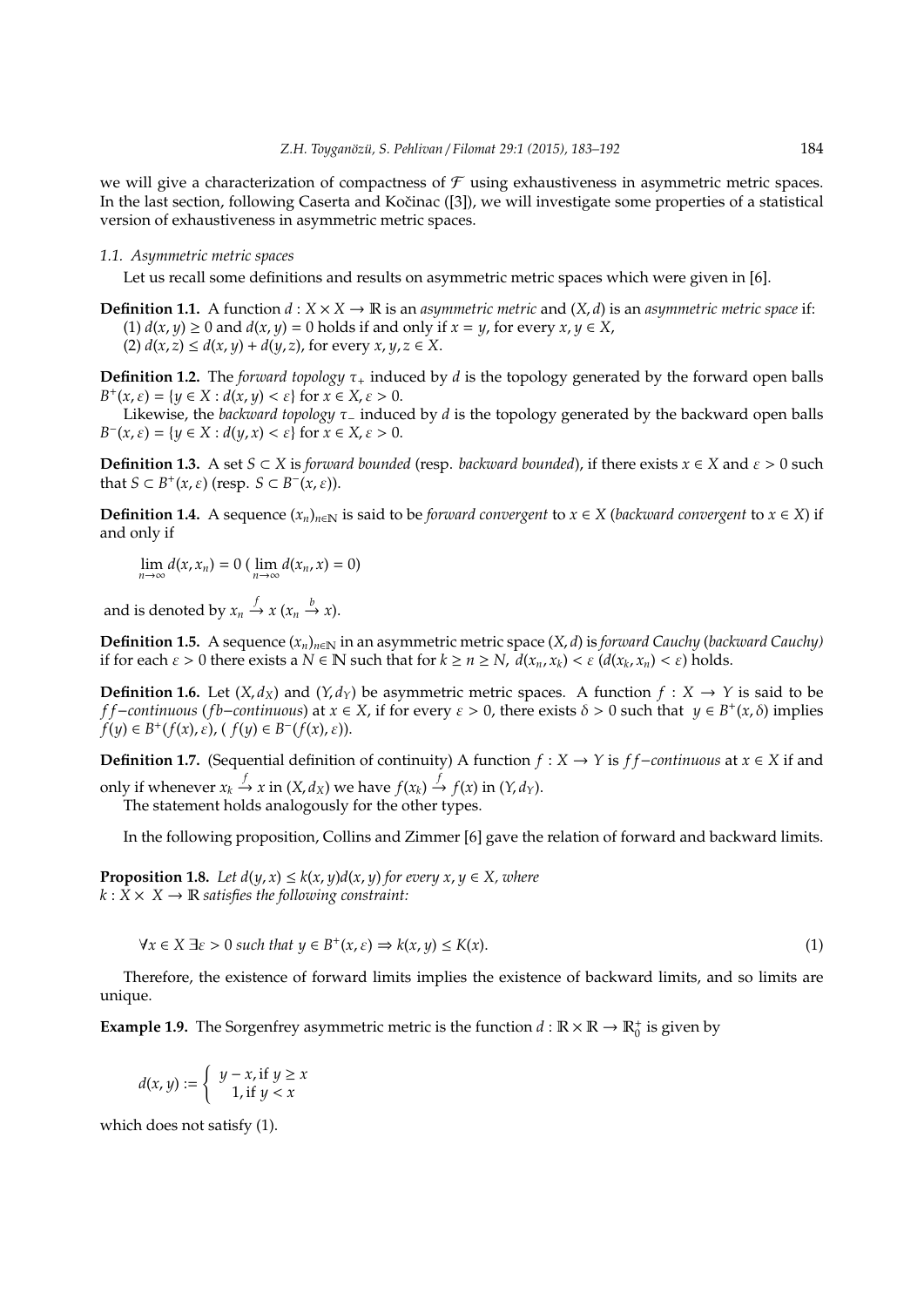we will give a characterization of compactness of $\mathcal{F}$ using exhaustiveness in asymmetric metric spaces. In the last section, following Caserta and Kočinac ([3]), we will investigate some properties of a statistical version of exhaustiveness in asymmetric metric spaces.

### 1.1. Asymmetric metric spaces

Let us recall some definitions and results on asymmetric metric spaces which were given in [6].

**Definition 1.1.** A function $d : X \times X \to \mathbb{R}$ is an *asymmetric metric* and $(X, d)$ is an *asymmetric metric space* if:
(1) $d(x, y) \geq 0$ and $d(x, y) = 0$ holds if and only if $x = y$, for every $x, y \in X$,
(2) $d(x, z) \leq d(x, y) + d(y, z)$, for every $x, y, z \in X$.

**Definition 1.2.** The *forward topology* $\tau_+$ induced by $d$ is the topology generated by the forward open balls $B^+(x, \varepsilon) = \{y \in X : d(x, y) < \varepsilon\}$ for $x \in X, \varepsilon > 0$.

Likewise, the *backward topology* $\tau_-$ induced by $d$ is the topology generated by the backward open balls $B^-(x, \varepsilon) = \{y \in X : d(y, x) < \varepsilon\}$ for $x \in X, \varepsilon > 0$.

**Definition 1.3.** A set $S \subset X$ is *forward bounded* (resp. *backward bounded*), if there exists $x \in X$ and $\varepsilon > 0$ such that $S \subset B^+(x, \varepsilon)$ (resp. $S \subset B^-(x, \varepsilon)$).

**Definition 1.4.** A sequence $(x_n)_{n \in \mathbb{N}}$ is said to be *forward convergent* to $x \in X$ (*backward convergent* to $x \in X$) if and only if

$$\lim_{n \to \infty} d(x, x_n) = 0 \; ( \lim_{n \to \infty} d(x_n, x) = 0)$$

and is denoted by $x_n \xrightarrow{f} x$ ($x_n \xrightarrow{b} x$).

**Definition 1.5.** A sequence $(x_n)_{n \in \mathbb{N}}$ in an asymmetric metric space $(X, d)$ is *forward Cauchy* (*backward Cauchy*) if for each $\varepsilon > 0$ there exists a $N \in \mathbb{N}$ such that for $k \geq n \geq N$, $d(x_n, x_k) < \varepsilon$ ($d(x_k, x_n) < \varepsilon$) holds.

**Definition 1.6.** Let $(X, d_X)$ and $(Y, d_Y)$ be asymmetric metric spaces. A function $f : X \to Y$ is said to be $ff$*−continuous* ($fb$*−continuous*) at $x \in X$, if for every $\varepsilon > 0$, there exists $\delta > 0$ such that $y \in B^+(x, \delta)$ implies $f(y) \in B^+(f(x), \varepsilon)$, ( $f(y) \in B^-(f(x), \varepsilon)$).

**Definition 1.7.** (Sequential definition of continuity) A function $f : X \to Y$ is $ff$*−continuous* at $x \in X$ if and only if whenever $x_k \xrightarrow{f} x$ in $(X, d_X)$ we have $f(x_k) \xrightarrow{f} f(x)$ in $(Y, d_Y)$.
The statement holds analogously for the other types.

In the following proposition, Collins and Zimmer [6] gave the relation of forward and backward limits.

**Proposition 1.8.** *Let $d(y, x) \leq k(x, y)d(x, y)$ for every $x, y \in X$, where*
*$k : X \times X \to \mathbb{R}$ satisfies the following constraint:*

$$\forall x \in X \; \exists \varepsilon > 0 \text{ such that } y \in B^+(x, \varepsilon) \Rightarrow k(x, y) \leq K(x). \tag{1}$$

Therefore, the existence of forward limits implies the existence of backward limits, and so limits are unique.

**Example 1.9.** The Sorgenfrey asymmetric metric is the function $d : \mathbb{R} \times \mathbb{R} \to \mathbb{R}_0^+$ is given by

$$d(x, y) := \begin{cases} y - x, \text{if } y \geq x \\ 1, \text{if } y < x \end{cases}$$

which does not satisfy (1).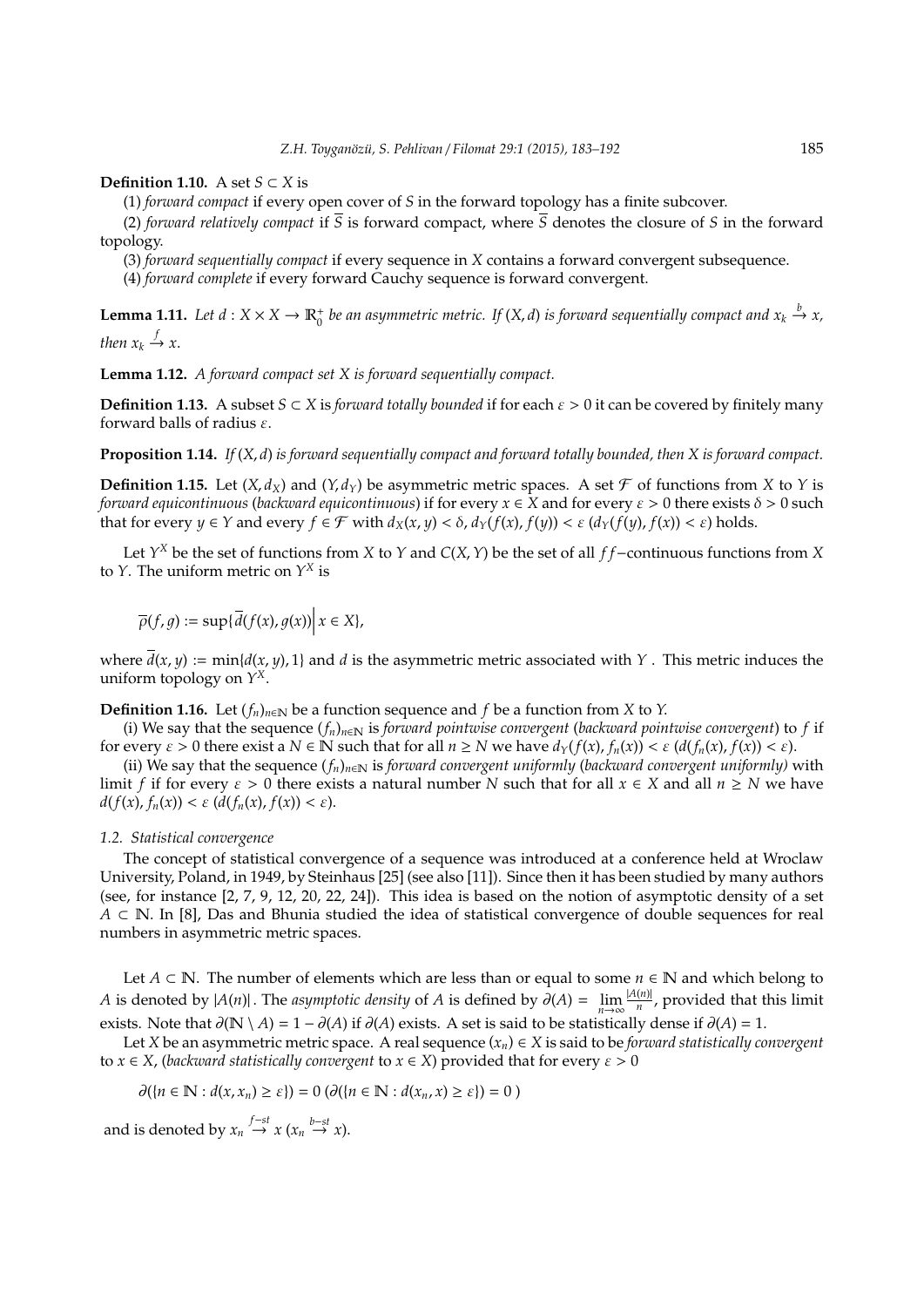**Definition 1.10.** A set $S \subset X$ is

(1) *forward compact* if every open cover of $S$ in the forward topology has a finite subcover.

(2) *forward relatively compact* if $\overline{S}$ is forward compact, where $\overline{S}$ denotes the closure of $S$ in the forward topology.

(3) *forward sequentially compact* if every sequence in $X$ contains a forward convergent subsequence.

(4) *forward complete* if every forward Cauchy sequence is forward convergent.

**Lemma 1.11.** *Let $d : X \times X \to \mathbb{R}_0^+$ be an asymmetric metric. If $(X, d)$ is forward sequentially compact and $x_k \xrightarrow{b} x$, then $x_k \xrightarrow{f} x$.*

**Lemma 1.12.** *A forward compact set $X$ is forward sequentially compact.*

**Definition 1.13.** A subset $S \subset X$ is *forward totally bounded* if for each $\varepsilon > 0$ it can be covered by finitely many forward balls of radius $\varepsilon$.

**Proposition 1.14.** *If $(X, d)$ is forward sequentially compact and forward totally bounded, then $X$ is forward compact.*

**Definition 1.15.** Let $(X, d_X)$ and $(Y, d_Y)$ be asymmetric metric spaces. A set $\mathcal{F}$ of functions from $X$ to $Y$ is *forward equicontinuous* (*backward equicontinuous*) if for every $x \in X$ and for every $\varepsilon > 0$ there exists $\delta > 0$ such that for every $y \in Y$ and every $f \in \mathcal{F}$ with $d_X(x, y) < \delta$, $d_Y(f(x), f(y)) < \varepsilon$ ($d_Y(f(y), f(x)) < \varepsilon$) holds.

Let $Y^X$ be the set of functions from $X$ to $Y$ and $C(X, Y)$ be the set of all $ff-$continuous functions from $X$ to $Y$. The uniform metric on $Y^X$ is

$$\overline{\rho}(f, g) := \sup\{\overline{d}(f(x), g(x)) \Big| x \in X\},$$

where $\overline{d}(x, y) := \min\{d(x, y), 1\}$ and $d$ is the asymmetric metric associated with $Y$ . This metric induces the uniform topology on $Y^X$.

**Definition 1.16.** Let $(f_n)_{n \in \mathbb{N}}$ be a function sequence and $f$ be a function from $X$ to $Y$.

(i) We say that the sequence $(f_n)_{n \in \mathbb{N}}$ is *forward pointwise convergent* (*backward pointwise convergent*) to $f$ if for every $\varepsilon > 0$ there exist a $N \in \mathbb{N}$ such that for all $n \geq N$ we have $d_Y(f(x), f_n(x)) < \varepsilon$ ($d(f_n(x), f(x)) < \varepsilon$).

(ii) We say that the sequence $(f_n)_{n \in \mathbb{N}}$ is *forward convergent uniformly* (*backward convergent uniformly)* with limit $f$ if for every $\varepsilon > 0$ there exists a natural number $N$ such that for all $x \in X$ and all $n \geq N$ we have $d(f(x), f_n(x)) < \varepsilon$ ($d(f_n(x), f(x)) < \varepsilon$).

*1.2. Statistical convergence*

The concept of statistical convergence of a sequence was introduced at a conference held at Wroclaw University, Poland, in 1949, by Steinhaus [25] (see also [11]). Since then it has been studied by many authors (see, for instance [2, 7, 9, 12, 20, 22, 24]). This idea is based on the notion of asymptotic density of a set $A \subset \mathbb{N}$. In [8], Das and Bhunia studied the idea of statistical convergence of double sequences for real numbers in asymmetric metric spaces.

Let $A \subset \mathbb{N}$. The number of elements which are less than or equal to some $n \in \mathbb{N}$ and which belong to $A$ is denoted by $|A(n)|$. The *asymptotic density* of $A$ is defined by $\partial(A) = \lim\limits_{n \to \infty} \frac{|A(n)|}{n}$, provided that this limit exists. Note that $\partial(\mathbb{N} \setminus A) = 1 - \partial(A)$ if $\partial(A)$ exists. A set is said to be statistically dense if $\partial(A) = 1$.

Let $X$ be an asymmetric metric space. A real sequence $(x_n) \in X$ is said to be *forward statistically convergent* to $x \in X$, (*backward statistically convergent* to $x \in X$) provided that for every $\varepsilon > 0$

$$\partial(\{n \in \mathbb{N} : d(x, x_n) \geq \varepsilon\}) = 0 \ (\partial(\{n \in \mathbb{N} : d(x_n, x) \geq \varepsilon\}) = 0 \ )$$

and is denoted by $x_n \overset{f-st}{\to} x$ ($x_n \overset{b-st}{\to} x$).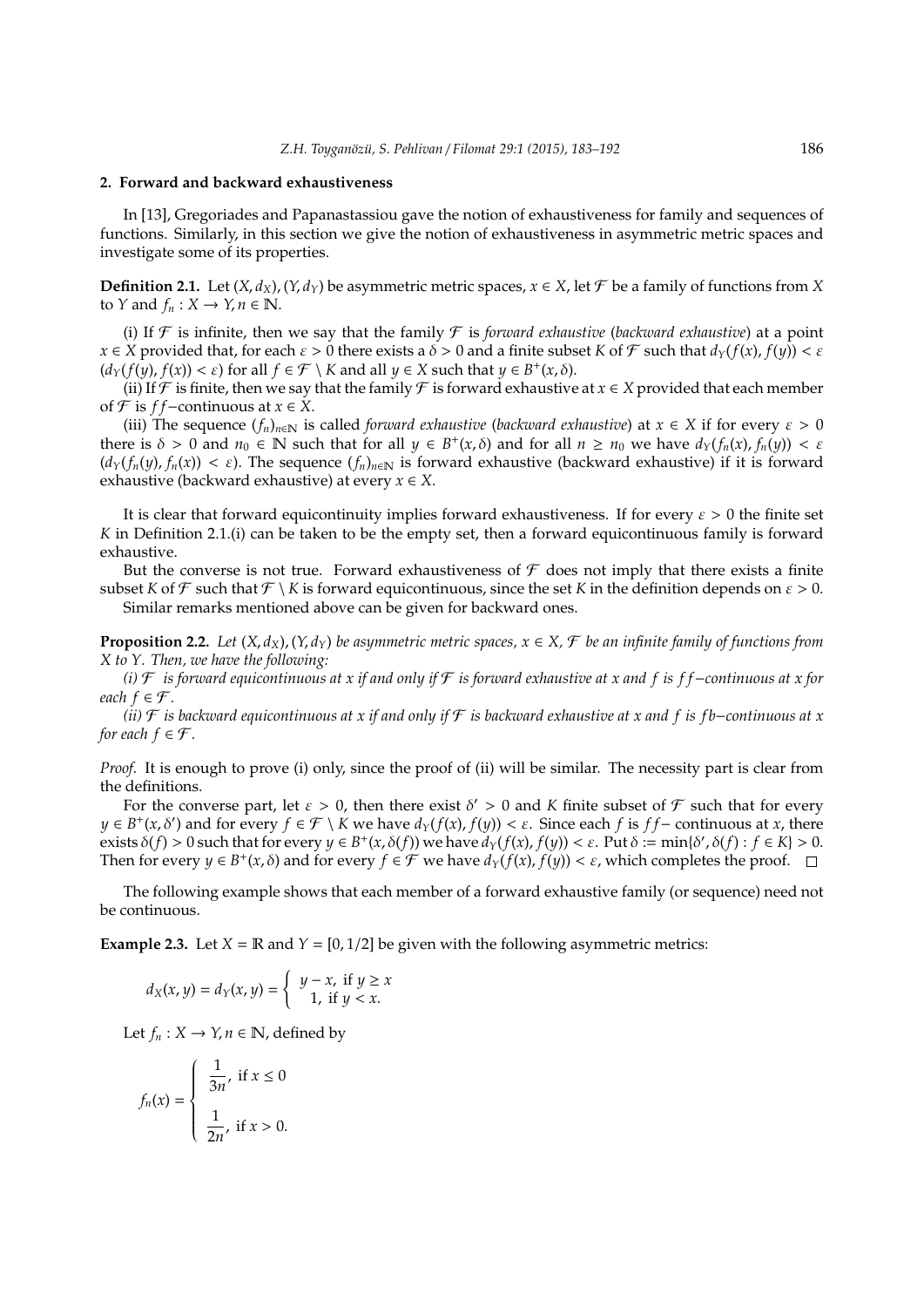## 2. Forward and backward exhaustiveness

In [13], Gregoriades and Papanastassiou gave the notion of exhaustiveness for family and sequences of functions. Similarly, in this section we give the notion of exhaustiveness in asymmetric metric spaces and investigate some of its properties.

**Definition 2.1.** Let $(X, d_X), (Y, d_Y)$ be asymmetric metric spaces, $x \in X$, let $\mathcal{F}$ be a family of functions from $X$ to $Y$ and $f_n : X \to Y, n \in \mathbb{N}$.

(i) If $\mathcal{F}$ is infinite, then we say that the family $\mathcal{F}$ is *forward exhaustive* (*backward exhaustive*) at a point $x \in X$ provided that, for each $\varepsilon > 0$ there exists a $\delta > 0$ and a finite subset $K$ of $\mathcal{F}$ such that $d_Y(f(x), f(y)) < \varepsilon$ $(d_Y(f(y), f(x)) < \varepsilon)$ for all $f \in \mathcal{F} \setminus K$ and all $y \in X$ such that $y \in B^+(x, \delta)$.

(ii) If $\mathcal{F}$ is finite, then we say that the family $\mathcal{F}$ is forward exhaustive at $x \in X$ provided that each member of $\mathcal{F}$ is $ff-$continuous at $x \in X$.

(iii) The sequence $(f_n)_{n \in \mathbb{N}}$ is called *forward exhaustive* (*backward exhaustive*) at $x \in X$ if for every $\varepsilon > 0$ there is $\delta > 0$ and $n_0 \in \mathbb{N}$ such that for all $y \in B^+(x, \delta)$ and for all $n \geq n_0$ we have $d_Y(f_n(x), f_n(y)) < \varepsilon$ $(d_Y(f_n(y), f_n(x)) < \varepsilon)$. The sequence $(f_n)_{n \in \mathbb{N}}$ is forward exhaustive (backward exhaustive) if it is forward exhaustive (backward exhaustive) at every $x \in X$.

It is clear that forward equicontinuity implies forward exhaustiveness. If for every $\varepsilon > 0$ the finite set $K$ in Definition 2.1.(i) can be taken to be the empty set, then a forward equicontinuous family is forward exhaustive.

But the converse is not true. Forward exhaustiveness of $\mathcal{F}$ does not imply that there exists a finite subset $K$ of $\mathcal{F}$ such that $\mathcal{F} \setminus K$ is forward equicontinuous, since the set $K$ in the definition depends on $\varepsilon > 0$.

Similar remarks mentioned above can be given for backward ones.

**Proposition 2.2.** *Let $(X, d_X), (Y, d_Y)$ be asymmetric metric spaces, $x \in X$, $\mathcal{F}$ be an infinite family of functions from $X$ to $Y$. Then, we have the following:*

*(i) $\mathcal{F}$ is forward equicontinuous at $x$ if and only if $\mathcal{F}$ is forward exhaustive at $x$ and $f$ is $ff-$continuous at $x$ for each $f \in \mathcal{F}$.*

*(ii) $\mathcal{F}$ is backward equicontinuous at $x$ if and only if $\mathcal{F}$ is backward exhaustive at $x$ and $f$ is $fb-$continuous at $x$ for each $f \in \mathcal{F}$.*

*Proof.* It is enough to prove (i) only, since the proof of (ii) will be similar. The necessity part is clear from the definitions.

For the converse part, let $\varepsilon > 0$, then there exist $\delta' > 0$ and $K$ finite subset of $\mathcal{F}$ such that for every $y \in B^+(x, \delta')$ and for every $f \in \mathcal{F} \setminus K$ we have $d_Y(f(x), f(y)) < \varepsilon$. Since each $f$ is $ff-$ continuous at $x$, there exists $\delta(f) > 0$ such that for every $y \in B^+(x, \delta(f))$ we have $d_Y(f(x), f(y)) < \varepsilon$. Put $\delta := \min\{\delta', \delta(f) : f \in K\} > 0$. Then for every $y \in B^+(x, \delta)$ and for every $f \in \mathcal{F}$ we have $d_Y(f(x), f(y)) < \varepsilon$, which completes the proof. $\square$

The following example shows that each member of a forward exhaustive family (or sequence) need not be continuous.

**Example 2.3.** Let $X = \mathbb{R}$ and $Y = [0, 1/2]$ be given with the following asymmetric metrics:

$$d_X(x, y) = d_Y(x, y) = \begin{cases} y - x, & \text{if } y \geq x \\ 1, & \text{if } y < x. \end{cases}$$

Let $f_n : X \to Y, n \in \mathbb{N}$, defined by

$$f_n(x) = \begin{cases} \dfrac{1}{3n}, & \text{if } x \leq 0 \\ \dfrac{1}{2n}, & \text{if } x > 0. \end{cases}$$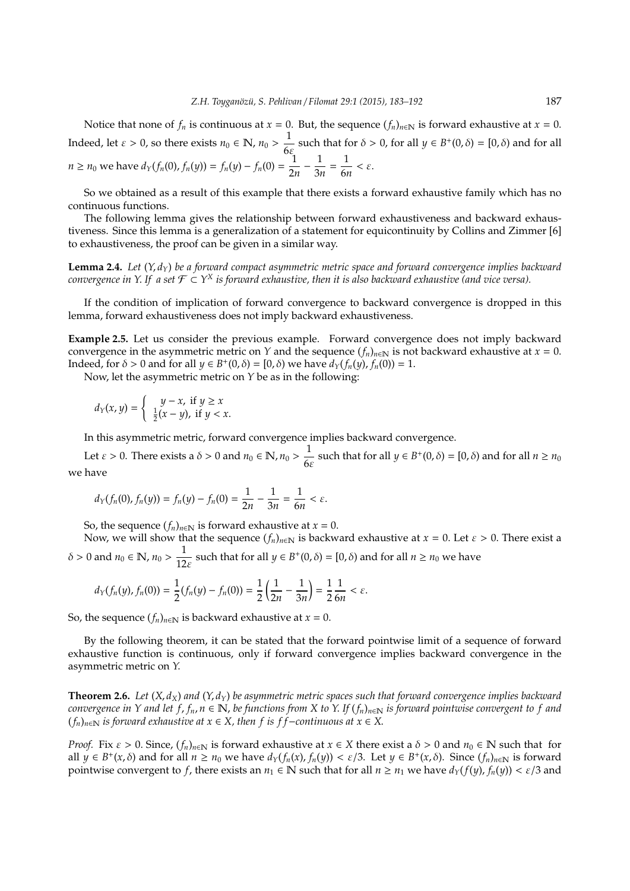Notice that none of $f_n$ is continuous at $x = 0$. But, the sequence $(f_n)_{n\in\mathbb{N}}$ is forward exhaustive at $x = 0$. Indeed, let $\varepsilon > 0$, so there exists $n_0 \in \mathbb{N}$, $n_0 > \dfrac{1}{6\varepsilon}$ such that for $\delta > 0$, for all $y \in B^+(0,\delta) = [0,\delta)$ and for all $n \geq n_0$ we have $d_Y(f_n(0), f_n(y)) = f_n(y) - f_n(0) = \dfrac{1}{2n} - \dfrac{1}{3n} = \dfrac{1}{6n} < \varepsilon$.

So we obtained as a result of this example that there exists a forward exhaustive family which has no continuous functions.

The following lemma gives the relationship between forward exhaustiveness and backward exhaustiveness. Since this lemma is a generalization of a statement for equicontinuity by Collins and Zimmer [6] to exhaustiveness, the proof can be given in a similar way.

**Lemma 2.4.** *Let $(Y, d_Y)$ be a forward compact asymmetric metric space and forward convergence implies backward convergence in Y. If a set $\mathcal{F} \subset Y^X$ is forward exhaustive, then it is also backward exhaustive (and vice versa).*

If the condition of implication of forward convergence to backward convergence is dropped in this lemma, forward exhaustiveness does not imply backward exhaustiveness.

**Example 2.5.** Let us consider the previous example. Forward convergence does not imply backward convergence in the asymmetric metric on $Y$ and the sequence $(f_n)_{n\in\mathbb{N}}$ is not backward exhaustive at $x = 0$. Indeed, for $\delta > 0$ and for all $y \in B^+(0,\delta) = [0,\delta)$ we have $d_Y(f_n(y), f_n(0)) = 1$.

Now, let the asymmetric metric on $Y$ be as in the following:

$$d_Y(x,y) = \begin{cases} y - x, & \text{if } y \geq x \\ \frac{1}{2}(x - y), & \text{if } y < x. \end{cases}$$

In this asymmetric metric, forward convergence implies backward convergence.

Let $\varepsilon > 0$. There exists a $\delta > 0$ and $n_0 \in \mathbb{N}$, $n_0 > \dfrac{1}{6\varepsilon}$ such that for all $y \in B^+(0,\delta) = [0,\delta)$ and for all $n \geq n_0$ we have

$$d_Y(f_n(0), f_n(y)) = f_n(y) - f_n(0) = \frac{1}{2n} - \frac{1}{3n} = \frac{1}{6n} < \varepsilon.$$

So, the sequence $(f_n)_{n\in\mathbb{N}}$ is forward exhaustive at $x = 0$.

Now, we will show that the sequence $(f_n)_{n\in\mathbb{N}}$ is backward exhaustive at $x = 0$. Let $\varepsilon > 0$. There exist a $\delta > 0$ and $n_0 \in \mathbb{N}$, $n_0 > \dfrac{1}{12\varepsilon}$ such that for all $y \in B^+(0,\delta) = [0,\delta)$ and for all $n \geq n_0$ we have

$$d_Y(f_n(y), f_n(0)) = \frac{1}{2}(f_n(y) - f_n(0)) = \frac{1}{2}\left(\frac{1}{2n} - \frac{1}{3n}\right) = \frac{1}{2}\frac{1}{6n} < \varepsilon.$$

So, the sequence $(f_n)_{n\in\mathbb{N}}$ is backward exhaustive at $x = 0$.

By the following theorem, it can be stated that the forward pointwise limit of a sequence of forward exhaustive function is continuous, only if forward convergence implies backward convergence in the asymmetric metric on $Y$.

**Theorem 2.6.** *Let $(X, d_X)$ and $(Y, d_Y)$ be asymmetric metric spaces such that forward convergence implies backward convergence in Y and let $f, f_n, n \in \mathbb{N}$, be functions from X to Y. If $(f_n)_{n\in\mathbb{N}}$ is forward pointwise convergent to f and $(f_n)_{n\in\mathbb{N}}$ is forward exhaustive at $x \in X$, then f is $ff$–continuous at $x \in X$.*

*Proof.* Fix $\varepsilon > 0$. Since, $(f_n)_{n\in\mathbb{N}}$ is forward exhaustive at $x \in X$ there exist a $\delta > 0$ and $n_0 \in \mathbb{N}$ such that for all $y \in B^+(x,\delta)$ and for all $n \geq n_0$ we have $d_Y(f_n(x), f_n(y)) < \varepsilon/3$. Let $y \in B^+(x,\delta)$. Since $(f_n)_{n\in\mathbb{N}}$ is forward pointwise convergent to $f$, there exists an $n_1 \in \mathbb{N}$ such that for all $n \geq n_1$ we have $d_Y(f(y), f_n(y)) < \varepsilon/3$ and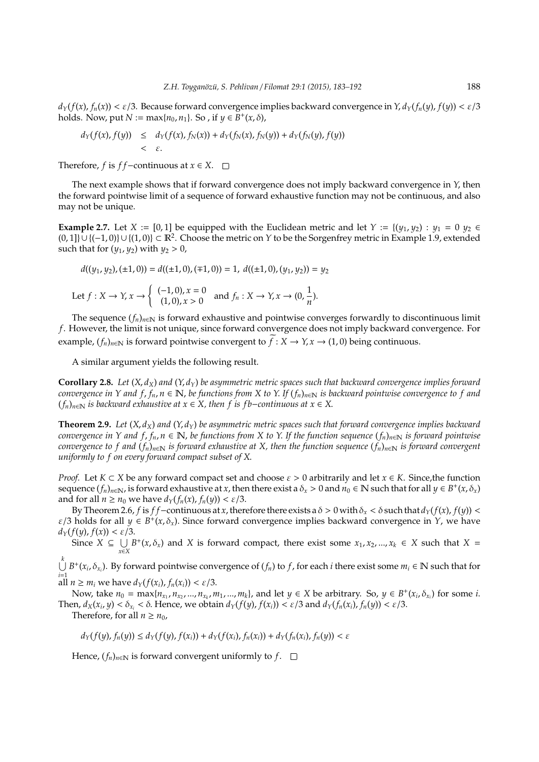$d_Y(f(x), f_n(x)) < \varepsilon/3$. Because forward convergence implies backward convergence in $Y$, $d_Y(f_n(y), f(y)) < \varepsilon/3$ holds. Now, put $N := \max\{n_0, n_1\}$. So , if $y \in B^+(x, \delta)$,

$$
\begin{aligned}
d_Y(f(x), f(y)) &\leq d_Y(f(x), f_N(x)) + d_Y(f_N(x), f_N(y)) + d_Y(f_N(y), f(y)) \\
&< \varepsilon.
\end{aligned}
$$

Therefore, $f$ is $ff$−continuous at $x \in X$. □

The next example shows that if forward convergence does not imply backward convergence in $Y$, then the forward pointwise limit of a sequence of forward exhaustive function may not be continuous, and also may not be unique.

**Example 2.7.** Let $X := [0, 1]$ be equipped with the Euclidean metric and let $Y := \{(y_1, y_2) : y_1 = 0 \; y_2 \in (0, 1]\} \cup \{(-1, 0)\} \cup \{(1, 0)\} \subset \mathbb{R}^2$. Choose the metric on $Y$ to be the Sorgenfrey metric in Example 1.9, extended such that for $(y_1, y_2)$ with $y_2 > 0$,

$$
d((y_1, y_2), (\pm 1, 0)) = d((\pm 1, 0), (\mp 1, 0)) = 1, \; d((\pm 1, 0), (y_1, y_2)) = y_2
$$

Let $f : X \to Y, x \to \begin{cases} (-1, 0), x = 0 \\ (1, 0), x > 0 \end{cases}$ and $f_n : X \to Y, x \to (0, \frac{1}{n})$.

The sequence $(f_n)_{n\in\mathbb{N}}$ is forward exhaustive and pointwise converges forwardly to discontinuous limit $f$. However, the limit is not unique, since forward convergence does not imply backward convergence. For example, $(f_n)_{n\in\mathbb{N}}$ is forward pointwise convergent to $\widetilde{f} : X \to Y, x \to (1, 0)$ being continuous.

A similar argument yields the following result.

**Corollary 2.8.** *Let $(X, d_X)$ and $(Y, d_Y)$ be asymmetric metric spaces such that backward convergence implies forward convergence in $Y$ and $f, f_n, n \in \mathbb{N}$, be functions from $X$ to $Y$. If $(f_n)_{n\in\mathbb{N}}$ is backward pointwise convergence to $f$ and $(f_n)_{n\in\mathbb{N}}$ is backward exhaustive at $x \in X$, then $f$ is $fb$−continuous at $x \in X$.*

**Theorem 2.9.** *Let $(X, d_X)$ and $(Y, d_Y)$ be asymmetric metric spaces such that forward convergence implies backward convergence in $Y$ and $f, f_n, n \in \mathbb{N}$, be functions from $X$ to $Y$. If the function sequence $(f_n)_{n\in\mathbb{N}}$ is forward pointwise convergence to $f$ and $(f_n)_{n\in\mathbb{N}}$ is forward exhaustive at $X$, then the function sequence $(f_n)_{n\in\mathbb{N}}$ is forward convergent uniformly to $f$ on every forward compact subset of $X$.*

*Proof.* Let $K \subset X$ be any forward compact set and choose $\varepsilon > 0$ arbitrarily and let $x \in K$. Since,the function sequence $(f_n)_{n\in\mathbb{N}}$, is forward exhaustive at $x$, then there exist a $\delta_x > 0$ and $n_0 \in \mathbb{N}$ such that for all $y \in B^+(x, \delta_x)$ and for all $n \geq n_0$ we have $d_Y(f_n(x), f_n(y)) < \varepsilon/3$.

By Theorem 2.6, $f$ is $ff$−continuous at $x$, therefore there exists a $\delta > 0$ with $\delta_x < \delta$ such that $d_Y(f(x), f(y)) < \varepsilon/3$ holds for all $y \in B^+(x, \delta_x)$. Since forward convergence implies backward convergence in $Y$, we have $d_Y(f(y), f(x)) < \varepsilon/3$.

Since $X \subseteq \bigcup_{x\in X} B^+(x, \delta_x)$ and $X$ is forward compact, there exist some $x_1, x_2, ..., x_k \in X$ such that $X = \bigcup_{i=1}^{k} B^+(x_i, \delta_{x_i})$. By forward pointwise convergence of $(f_n)$ to $f$, for each $i$ there exist some $m_i \in \mathbb{N}$ such that for all $n \geq m_i$ we have $d_Y(f(x_i), f_n(x_i)) < \varepsilon/3$.

Now, take $n_0 = \max\{n_{x_1}, n_{x_2}, ..., n_{x_k}, m_1, ..., m_k\}$, and let $y \in X$ be arbitrary. So, $y \in B^+(x_i, \delta_{x_i})$ for some $i$. Then, $d_X(x_i, y) < \delta_{x_i} < \delta$. Hence, we obtain $d_Y(f(y), f(x_i)) < \varepsilon/3$ and $d_Y(f_n(x_i), f_n(y)) < \varepsilon/3$.

Therefore, for all $n \geq n_0$,

$$
d_Y(f(y), f_n(y)) \leq d_Y(f(y), f(x_i)) + d_Y(f(x_i), f_n(x_i)) + d_Y(f_n(x_i), f_n(y)) < \varepsilon
$$

Hence, $(f_n)_{n\in\mathbb{N}}$ is forward convergent uniformly to $f$. □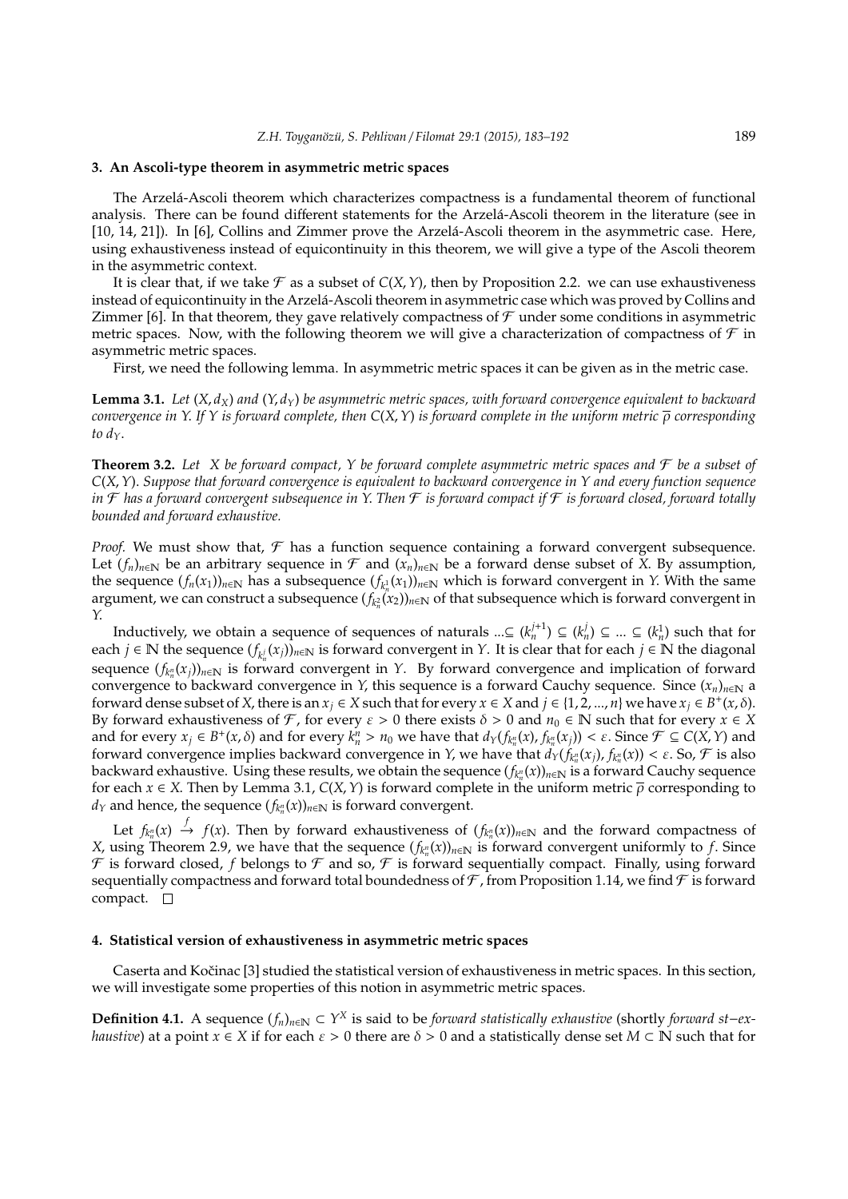## 3. An Ascoli-type theorem in asymmetric metric spaces

The Arzelá-Ascoli theorem which characterizes compactness is a fundamental theorem of functional analysis. There can be found different statements for the Arzelá-Ascoli theorem in the literature (see in [10, 14, 21]). In [6], Collins and Zimmer prove the Arzelá-Ascoli theorem in the asymmetric case. Here, using exhaustiveness instead of equicontinuity in this theorem, we will give a type of the Ascoli theorem in the asymmetric context.

It is clear that, if we take $\mathcal{F}$ as a subset of $C(X, Y)$, then by Proposition 2.2. we can use exhaustiveness instead of equicontinuity in the Arzelá-Ascoli theorem in asymmetric case which was proved by Collins and Zimmer [6]. In that theorem, they gave relatively compactness of $\mathcal{F}$ under some conditions in asymmetric metric spaces. Now, with the following theorem we will give a characterization of compactness of $\mathcal{F}$ in asymmetric metric spaces.

First, we need the following lemma. In asymmetric metric spaces it can be given as in the metric case.

**Lemma 3.1.** *Let $(X, d_X)$ and $(Y, d_Y)$ be asymmetric metric spaces, with forward convergence equivalent to backward convergence in Y. If Y is forward complete, then $C(X, Y)$ is forward complete in the uniform metric $\overline{\rho}$ corresponding to $d_Y$.*

**Theorem 3.2.** *Let X be forward compact, Y be forward complete asymmetric metric spaces and $\mathcal{F}$ be a subset of $C(X, Y)$. Suppose that forward convergence is equivalent to backward convergence in Y and every function sequence in $\mathcal{F}$ has a forward convergent subsequence in Y. Then $\mathcal{F}$ is forward compact if $\mathcal{F}$ is forward closed, forward totally bounded and forward exhaustive.*

*Proof.* We must show that, $\mathcal{F}$ has a function sequence containing a forward convergent subsequence. Let $(f_n)_{n\in\mathbb{N}}$ be an arbitrary sequence in $\mathcal{F}$ and $(x_n)_{n\in\mathbb{N}}$ be a forward dense subset of $X$. By assumption, the sequence $(f_n(x_1))_{n\in\mathbb{N}}$ has a subsequence $(f_{k_n^1}(x_1))_{n\in\mathbb{N}}$ which is forward convergent in $Y$. With the same argument, we can construct a subsequence $(f_{k_n^2}(x_2))_{n\in\mathbb{N}}$ of that subsequence which is forward convergent in $Y$.

Inductively, we obtain a sequence of sequences of naturals $... \subseteq (k_n^{j+1}) \subseteq (k_n^j) \subseteq ... \subseteq (k_n^1)$ such that for each $j \in \mathbb{N}$ the sequence $(f_{k_n^j}(x_j))_{n\in\mathbb{N}}$ is forward convergent in $Y$. It is clear that for each $j \in \mathbb{N}$ the diagonal sequence $(f_{k_n^n}(x_j))_{n\in\mathbb{N}}$ is forward convergent in $Y$. By forward convergence and implication of forward convergence to backward convergence in $Y$, this sequence is a forward Cauchy sequence. Since $(x_n)_{n\in\mathbb{N}}$ a forward dense subset of $X$, there is an $x_j \in X$ such that for every $x \in X$ and $j \in \{1, 2, ..., n\}$ we have $x_j \in B^+(x, \delta)$. By forward exhaustiveness of $\mathcal{F}$, for every $\varepsilon > 0$ there exists $\delta > 0$ and $n_0 \in \mathbb{N}$ such that for every $x \in X$ and for every $x_j \in B^+(x, \delta)$ and for every $k_n^n > n_0$ we have that $d_Y(f_{k_n^n}(x), f_{k_n^n}(x_j)) < \varepsilon$. Since $\mathcal{F} \subseteq C(X, Y)$ and forward convergence implies backward convergence in $Y$, we have that $d_Y(f_{k_n^n}(x_j), f_{k_n^n}(x)) < \varepsilon$. So, $\mathcal{F}$ is also backward exhaustive. Using these results, we obtain the sequence $(f_{k_n^n}(x))_{n\in\mathbb{N}}$ is a forward Cauchy sequence for each $x \in X$. Then by Lemma 3.1, $C(X, Y)$ is forward complete in the uniform metric $\overline{\rho}$ corresponding to $d_Y$ and hence, the sequence $(f_{k_n^n}(x))_{n\in\mathbb{N}}$ is forward convergent.

Let $f_{k_n^n}(x) \xrightarrow{f} f(x)$. Then by forward exhaustiveness of $(f_{k_n^n}(x))_{n\in\mathbb{N}}$ and the forward compactness of $X$, using Theorem 2.9, we have that the sequence $(f_{k_n^n}(x))_{n\in\mathbb{N}}$ is forward convergent uniformly to $f$. Since $\mathcal{F}$ is forward closed, $f$ belongs to $\mathcal{F}$ and so, $\mathcal{F}$ is forward sequentially compact. Finally, using forward sequentially compactness and forward total boundedness of $\mathcal{F}$, from Proposition 1.14, we find $\mathcal{F}$ is forward compact. $\square$

## 4. Statistical version of exhaustiveness in asymmetric metric spaces

Caserta and Kočinac [3] studied the statistical version of exhaustiveness in metric spaces. In this section, we will investigate some properties of this notion in asymmetric metric spaces.

**Definition 4.1.** A sequence $(f_n)_{n\in\mathbb{N}} \subset Y^X$ is said to be *forward statistically exhaustive* (shortly *forward st−exhaustive*) at a point $x \in X$ if for each $\varepsilon > 0$ there are $\delta > 0$ and a statistically dense set $M \subset \mathbb{N}$ such that for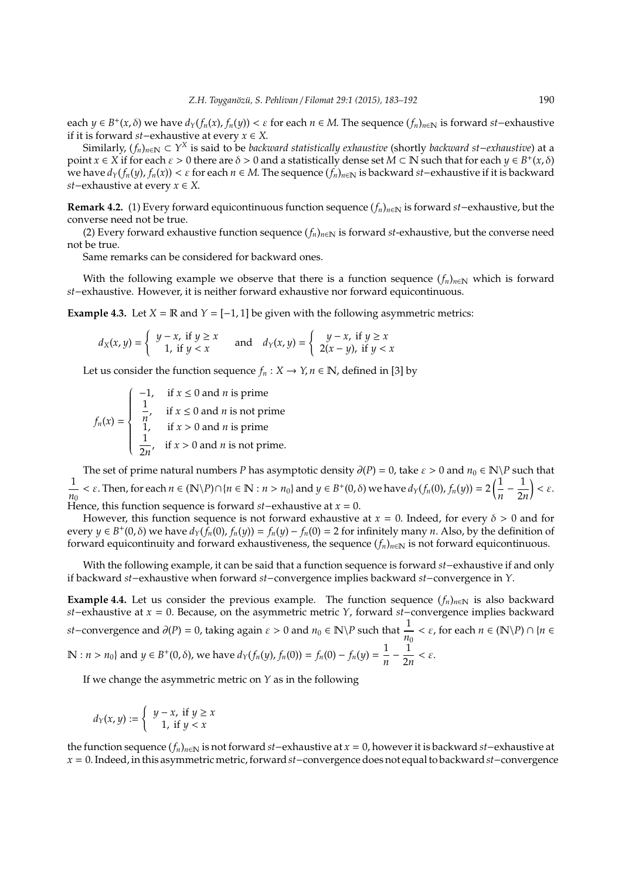each $y \in B^+(x, \delta)$ we have $d_Y(f_n(x), f_n(y)) < \varepsilon$ for each $n \in M$. The sequence $(f_n)_{n\in\mathbb{N}}$ is forward $st-$exhaustive if it is forward $st-$exhaustive at every $x \in X$.

Similarly, $(f_n)_{n\in\mathbb{N}} \subset Y^X$ is said to be *backward statistically exhaustive* (shortly *backward st−exhaustive*) at a point $x \in X$ if for each $\varepsilon > 0$ there are $\delta > 0$ and a statistically dense set $M \subset \mathbb{N}$ such that for each $y \in B^+(x, \delta)$ we have $d_Y(f_n(y), f_n(x)) < \varepsilon$ for each $n \in M$. The sequence $(f_n)_{n\in\mathbb{N}}$ is backward $st-$exhaustive if it is backward $st-$exhaustive at every $x \in X$.

**Remark 4.2.** (1) Every forward equicontinuous function sequence $(f_n)_{n\in\mathbb{N}}$ is forward $st-$exhaustive, but the converse need not be true.

(2) Every forward exhaustive function sequence $(f_n)_{n\in\mathbb{N}}$ is forward $st$-exhaustive, but the converse need not be true.

Same remarks can be considered for backward ones.

With the following example we observe that there is a function sequence $(f_n)_{n\in\mathbb{N}}$ which is forward $st-$exhaustive. However, it is neither forward exhaustive nor forward equicontinuous.

**Example 4.3.** Let $X = \mathbb{R}$ and $Y = [-1, 1]$ be given with the following asymmetric metrics:

$$d_X(x, y) = \begin{cases} y - x, & \text{if } y \geq x \\ 1, & \text{if } y < x \end{cases} \quad \text{and} \quad d_Y(x, y) = \begin{cases} y - x, & \text{if } y \geq x \\ 2(x - y), & \text{if } y < x \end{cases}$$

Let us consider the function sequence $f_n : X \to Y, n \in \mathbb{N}$, defined in [3] by

$$f_n(x) = \begin{cases} -1, & \text{if } x \leq 0 \text{ and } n \text{ is prime} \\ \dfrac{1}{n}, & \text{if } x \leq 0 \text{ and } n \text{ is not prime} \\ 1, & \text{if } x > 0 \text{ and } n \text{ is prime} \\ \dfrac{1}{2n}, & \text{if } x > 0 \text{ and } n \text{ is not prime.} \end{cases}$$

The set of prime natural numbers $P$ has asymptotic density $\partial(P) = 0$, take $\varepsilon > 0$ and $n_0 \in \mathbb{N}\backslash P$ such that $\dfrac{1}{n_0} < \varepsilon$. Then, for each $n \in (\mathbb{N}\backslash P) \cap \{n \in \mathbb{N} : n > n_0\}$ and $y \in B^+(0, \delta)$ we have $d_Y(f_n(0), f_n(y)) = 2\left(\dfrac{1}{n} - \dfrac{1}{2n}\right) < \varepsilon$. Hence, this function sequence is forward $st-$exhaustive at $x = 0$.

However, this function sequence is not forward exhaustive at $x = 0$. Indeed, for every $\delta > 0$ and for every $y \in B^+(0, \delta)$ we have $d_Y(f_n(0), f_n(y)) = f_n(y) - f_n(0) = 2$ for infinitely many $n$. Also, by the definition of forward equicontinuity and forward exhaustiveness, the sequence $(f_n)_{n\in\mathbb{N}}$ is not forward equicontinuous.

With the following example, it can be said that a function sequence is forward $st-$exhaustive if and only if backward $st-$exhaustive when forward $st-$convergence implies backward $st-$convergence in $Y$.

**Example 4.4.** Let us consider the previous example. The function sequence $(f_n)_{n\in\mathbb{N}}$ is also backward $st-$exhaustive at $x = 0$. Because, on the asymmetric metric $Y$, forward $st-$convergence implies backward $st-$convergence and $\partial(P) = 0$, taking again $\varepsilon > 0$ and $n_0 \in \mathbb{N}\backslash P$ such that $\dfrac{1}{n_0} < \varepsilon$, for each $n \in (\mathbb{N}\backslash P) \cap \{n \in \mathbb{N} : n > n_0\}$ and $y \in B^+(0, \delta)$, we have $d_Y(f_n(y), f_n(0)) = f_n(0) - f_n(y) = \dfrac{1}{n} - \dfrac{1}{2n} < \varepsilon$.

If we change the asymmetric metric on $Y$ as in the following

$$d_Y(x, y) := \begin{cases} y - x, & \text{if } y \geq x \\ 1, & \text{if } y < x \end{cases}$$

the function sequence $(f_n)_{n\in\mathbb{N}}$ is not forward $st-$exhaustive at $x = 0$, however it is backward $st-$exhaustive at $x = 0$. Indeed, in this asymmetric metric, forward $st-$convergence does not equal to backward $st-$convergence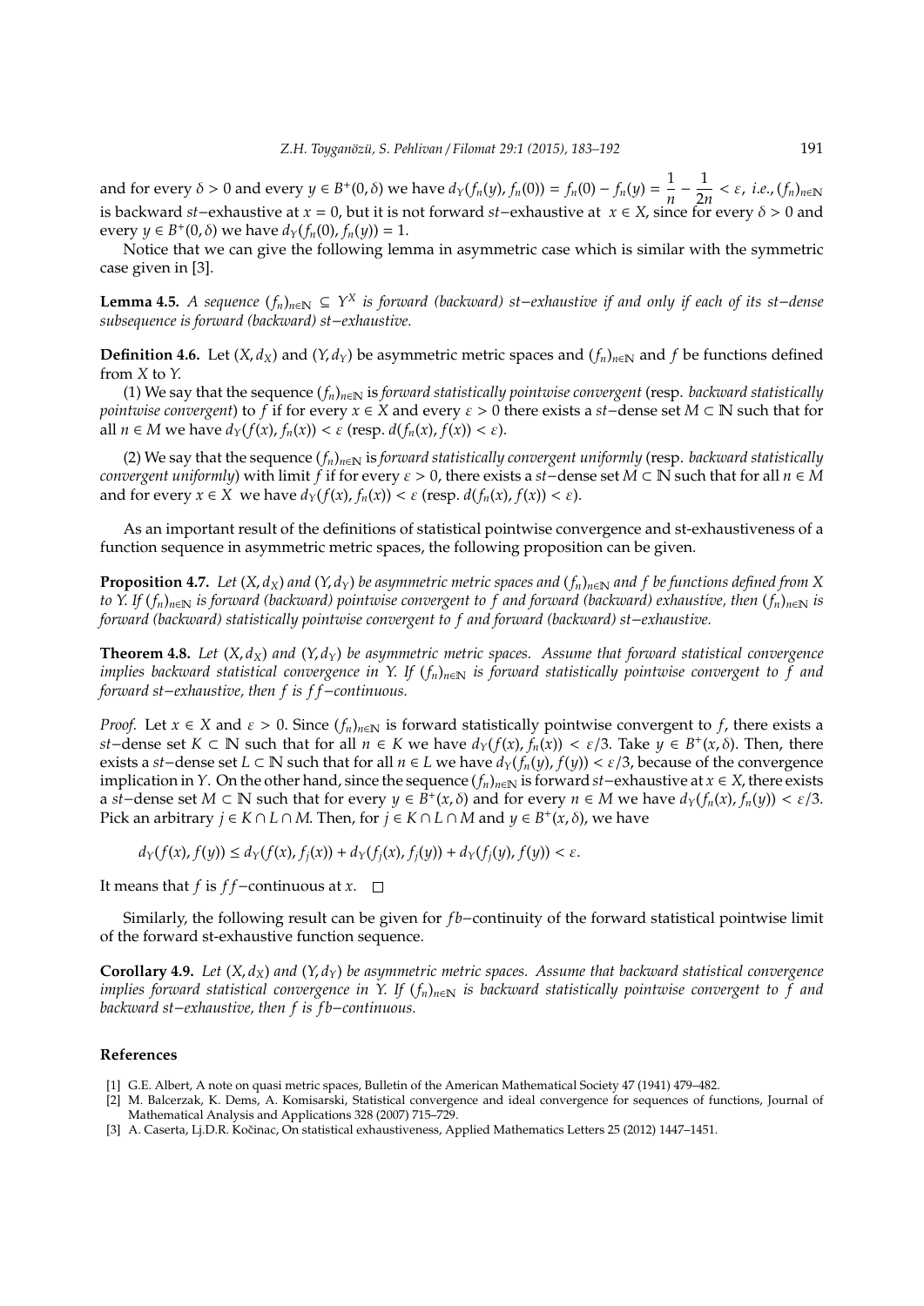and for every $\delta > 0$ and every $y \in B^+(0, \delta)$ we have $d_Y(f_n(y), f_n(0)) = f_n(0) - f_n(y) = \dfrac{1}{n} - \dfrac{1}{2n} < \varepsilon$, *i.e.*, $(f_n)_{n\in\mathbb{N}}$ is backward $st-$exhaustive at $x = 0$, but it is not forward $st-$exhaustive at $x \in X$, since for every $\delta > 0$ and every $y \in B^+(0, \delta)$ we have $d_Y(f_n(0), f_n(y)) = 1$.

Notice that we can give the following lemma in asymmetric case which is similar with the symmetric case given in [3].

**Lemma 4.5.** *A sequence $(f_n)_{n\in\mathbb{N}} \subseteq Y^X$ is forward (backward) $st-$exhaustive if and only if each of its $st-$dense subsequence is forward (backward) $st-$exhaustive.*

**Definition 4.6.** Let $(X, d_X)$ and $(Y, d_Y)$ be asymmetric metric spaces and $(f_n)_{n\in\mathbb{N}}$ and $f$ be functions defined from $X$ to $Y$.

(1) We say that the sequence $(f_n)_{n\in\mathbb{N}}$ is *forward statistically pointwise convergent* (resp. *backward statistically pointwise convergent*) to $f$ if for every $x \in X$ and every $\varepsilon > 0$ there exists a $st-$dense set $M \subset \mathbb{N}$ such that for all $n \in M$ we have $d_Y(f(x), f_n(x)) < \varepsilon$ (resp. $d(f_n(x), f(x)) < \varepsilon$).

(2) We say that the sequence $(f_n)_{n\in\mathbb{N}}$ is *forward statistically convergent uniformly* (resp. *backward statistically convergent uniformly*) with limit $f$ if for every $\varepsilon > 0$, there exists a $st-$dense set $M \subset \mathbb{N}$ such that for all $n \in M$ and for every $x \in X$ we have $d_Y(f(x), f_n(x)) < \varepsilon$ (resp. $d(f_n(x), f(x)) < \varepsilon$).

As an important result of the definitions of statistical pointwise convergence and st-exhaustiveness of a function sequence in asymmetric metric spaces, the following proposition can be given.

**Proposition 4.7.** *Let $(X, d_X)$ and $(Y, d_Y)$ be asymmetric metric spaces and $(f_n)_{n\in\mathbb{N}}$ and $f$ be functions defined from $X$ to $Y$. If $(f_n)_{n\in\mathbb{N}}$ is forward (backward) pointwise convergent to $f$ and forward (backward) exhaustive, then $(f_n)_{n\in\mathbb{N}}$ is forward (backward) statistically pointwise convergent to $f$ and forward (backward) $st-$exhaustive.*

**Theorem 4.8.** *Let $(X, d_X)$ and $(Y, d_Y)$ be asymmetric metric spaces. Assume that forward statistical convergence implies backward statistical convergence in $Y$. If $(f_n)_{n\in\mathbb{N}}$ is forward statistically pointwise convergent to $f$ and forward $st-$exhaustive, then $f$ is $ff-$continuous.*

*Proof.* Let $x \in X$ and $\varepsilon > 0$. Since $(f_n)_{n\in\mathbb{N}}$ is forward statistically pointwise convergent to $f$, there exists a $st-$dense set $K \subset \mathbb{N}$ such that for all $n \in K$ we have $d_Y(f(x), f_n(x)) < \varepsilon/3$. Take $y \in B^+(x, \delta)$. Then, there exists a $st-$dense set $L \subset \mathbb{N}$ such that for all $n \in L$ we have $d_Y(f_n(y), f(y)) < \varepsilon/3$, because of the convergence implication in $Y$. On the other hand, since the sequence $(f_n)_{n\in\mathbb{N}}$ is forward $st-$exhaustive at $x \in X$, there exists a $st-$dense set $M \subset \mathbb{N}$ such that for every $y \in B^+(x, \delta)$ and for every $n \in M$ we have $d_Y(f_n(x), f_n(y)) < \varepsilon/3$. Pick an arbitrary $j \in K \cap L \cap M$. Then, for $j \in K \cap L \cap M$ and $y \in B^+(x, \delta)$, we have

$$d_Y(f(x), f(y)) \leq d_Y(f(x), f_j(x)) + d_Y(f_j(x), f_j(y)) + d_Y(f_j(y), f(y)) < \varepsilon.$$

It means that $f$ is $ff-$continuous at $x$. □

Similarly, the following result can be given for $fb-$continuity of the forward statistical pointwise limit of the forward st-exhaustive function sequence.

**Corollary 4.9.** *Let $(X, d_X)$ and $(Y, d_Y)$ be asymmetric metric spaces. Assume that backward statistical convergence implies forward statistical convergence in $Y$. If $(f_n)_{n\in\mathbb{N}}$ is backward statistically pointwise convergent to $f$ and backward $st-$exhaustive, then $f$ is $fb-$continuous.*

## References

[1] G.E. Albert, A note on quasi metric spaces, Bulletin of the American Mathematical Society 47 (1941) 479–482.

[2] M. Balcerzak, K. Dems, A. Komisarski, Statistical convergence and ideal convergence for sequences of functions, Journal of Mathematical Analysis and Applications 328 (2007) 715–729.

[3] A. Caserta, Lj.D.R. Kočinac, On statistical exhaustiveness, Applied Mathematics Letters 25 (2012) 1447–1451.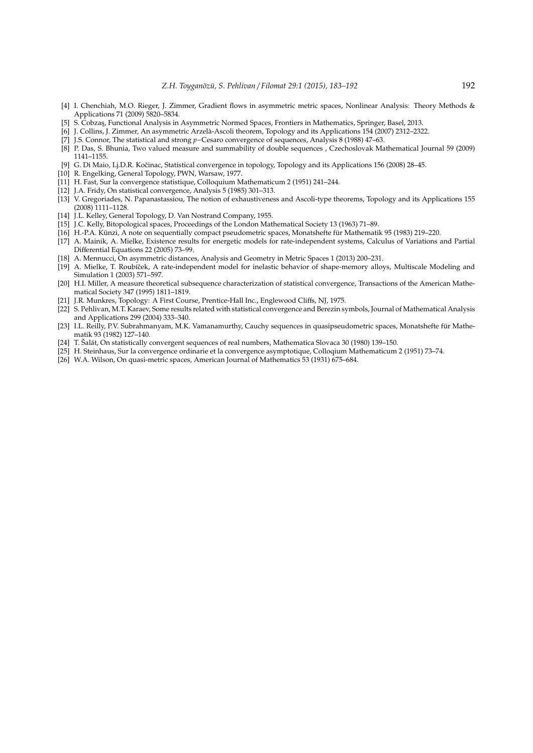[4] I. Chenchiah, M.O. Rieger, J. Zimmer, Gradient flows in asymmetric metric spaces, Nonlinear Analysis: Theory Methods & Applications 71 (2009) 5820–5834.

[5] S. Cobzaş, Functional Analysis in Asymmetric Normed Spaces, Frontiers in Mathematics, Springer, Basel, 2013.

[6] J. Collins, J. Zimmer, An asymmetric Arzelà-Ascoli theorem, Topology and its Applications 154 (2007) 2312–2322.

[7] J.S. Connor, The statistical and strong $p-$Cesaro convergence of sequences, Analysis 8 (1988) 47–63.

[8] P. Das, S. Bhunia, Two valued measure and summability of double sequences , Czechoslovak Mathematical Journal 59 (2009) 1141–1155.

[9] G. Di Maio, Lj.D.R. Kočinac, Statistical convergence in topology, Topology and its Applications 156 (2008) 28–45.

[10] R. Engelking, General Topology, PWN, Warsaw, 1977.

[11] H. Fast, Sur la convergence statistique, Colloquium Mathematicum 2 (1951) 241–244.

[12] J.A. Fridy, On statistical convergence, Analysis 5 (1985) 301–313.

[13] V. Gregoriades, N. Papanastassiou, The notion of exhaustiveness and Ascoli-type theorems, Topology and its Applications 155 (2008) 1111–1128.

[14] J.L. Kelley, General Topology, D. Van Nostrand Company, 1955.

[15] J.C. Kelly, Bitopological spaces, Proceedings of the London Mathematical Society 13 (1963) 71–89.

[16] H.-P.A. Künzi, A note on sequentially compact pseudometric spaces, Monatshefte für Mathematik 95 (1983) 219–220.

[17] A. Mainik, A. Mielke, Existence results for energetic models for rate-independent systems, Calculus of Variations and Partial Differential Equations 22 (2005) 73–99.

[18] A. Mennucci, On asymmetric distances, Analysis and Geometry in Metric Spaces 1 (2013) 200–231.

[19] A. Mielke, T. Roubíček, A rate-independent model for inelastic behavior of shape-memory alloys, Multiscale Modeling and Simulation 1 (2003) 571–597.

[20] H.I. Miller, A measure theoretical subsequence characterization of statistical convergence, Transactions of the American Mathematical Society 347 (1995) 1811–1819.

[21] J.R. Munkres, Topology: A First Course, Prentice-Hall Inc., Englewood Cliffs, NJ, 1975.

[22] S. Pehlivan, M.T. Karaev, Some results related with statistical convergence and Berezin symbols, Journal of Mathematical Analysis and Applications 299 (2004) 333–340.

[23] I.L. Reilly, P.V. Subrahmanyam, M.K. Vamanamurthy, Cauchy sequences in quasipseudometric spaces, Monatshefte für Mathematik 93 (1982) 127–140.

[24] T. Šalát, On statistically convergent sequences of real numbers, Mathematica Slovaca 30 (1980) 139–150.

[25] H. Steinhaus, Sur la convergence ordinarie et la convergence asymptotique, Colloqium Mathematicum 2 (1951) 73–74.

[26] W.A. Wilson, On quasi-metric spaces, American Journal of Mathematics 53 (1931) 675–684.